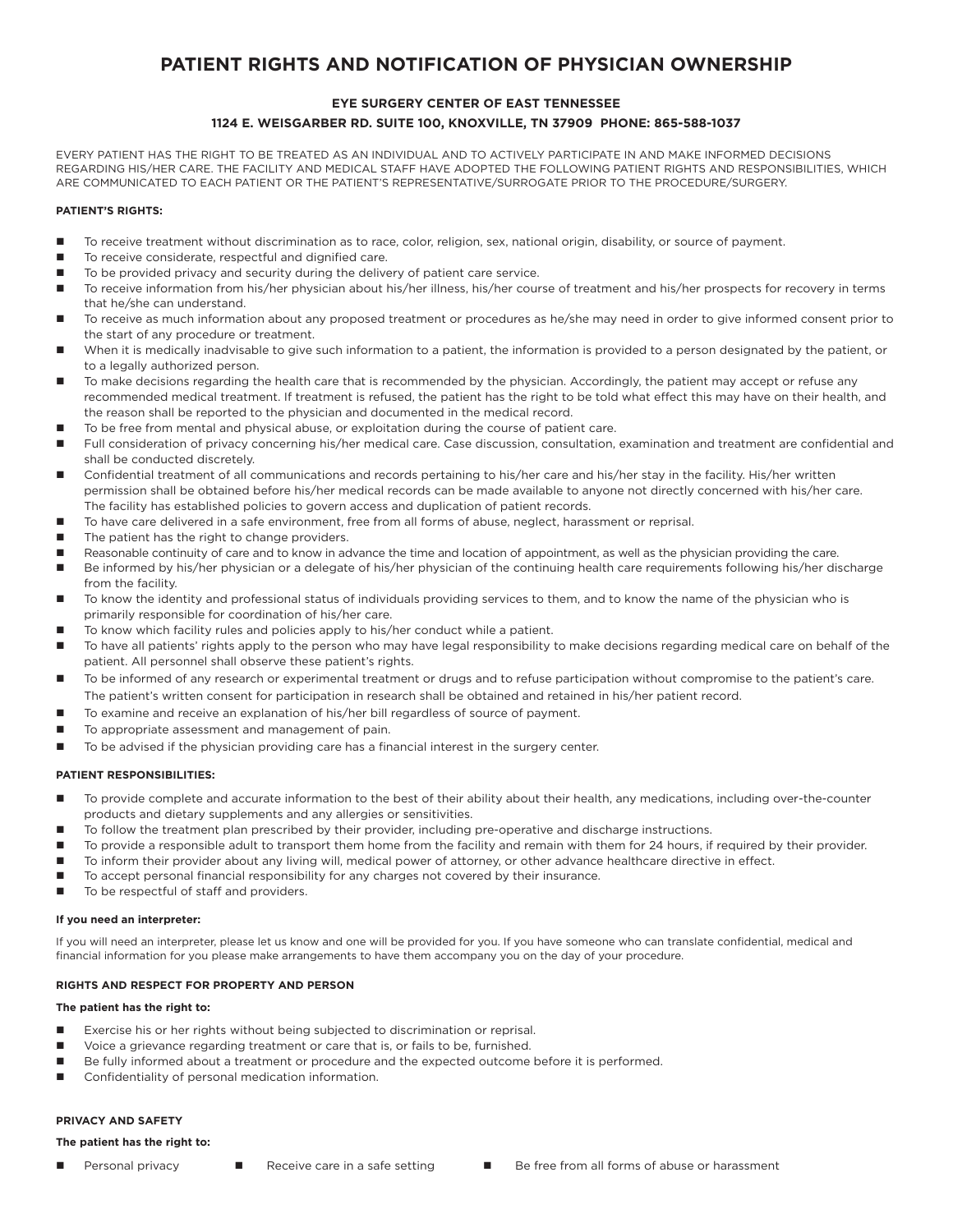# PATIENT RIGHTS AND NOTIFICATION OF PHYSICIAN OWNERSHIP

**EYE SURGERY CENTER OF EAST TENNESSEE**

**1124 E. WEISGARBER RD. SUITE 100, KNOXVILLE, TN 37909 PHONE: 865-588-1037**

EVERY PATIENT HAS THE RIGHT TO BE TREATED AS AN INDIVIDUAL AND TO ACTIVELY PARTICIPATE IN AND MAKE INFORMED DECISIONS REGARDING HIS/HER CARE. THE FACILITY AND MEDICAL STAFF HAVE ADOPTED THE FOLLOWING PATIENT RIGHTS AND RESPONSIBILITIES, WHICH ARE COMMUNICATED TO EACH PATIENT OR THE PATIENT'S REPRESENTATIVE/SURROGATE PRIOR TO THE PROCEDURE/SURGERY.

**PATIENT'S RIGHTS:**

- To receive treatment without discrimination as to race, color, religion, sex, national origin, disability, or source of payment.
- To receive considerate, respectful and dignified care.
- To be provided privacy and security during the delivery of patient care service.
- To receive information from his/her physician about his/her illness, his/her course of treatment and his/her prospects for recovery in terms that he/she can understand.
- To receive as much information about any proposed treatment or procedures as he/she may need in order to give informed consent prior to the start of any procedure or treatment.
- When it is medically inadvisable to give such information to a patient, the information is provided to a person designated by the patient, or to a legally authorized person.
- To make decisions regarding the health care that is recommended by the physician. Accordingly, the patient may accept or refuse any recommended medical treatment. If treatment is refused, the patient has the right to be told what effect this may have on their health, and the reason shall be reported to the physician and documented in the medical record.
- To be free from mental and physical abuse, or exploitation during the course of patient care.
- Full consideration of privacy concerning his/her medical care. Case discussion, consultation, examination and treatment are confidential and shall be conducted discretely.
- Confidential treatment of all communications and records pertaining to his/her care and his/her stay in the facility. His/her written permission shall be obtained before his/her medical records can be made available to anyone not directly concerned with his/her care. The facility has established policies to govern access and duplication of patient records.
- To have care delivered in a safe environment, free from all forms of abuse, neglect, harassment or reprisal.
- The patient has the right to change providers.
- Reasonable continuity of care and to know in advance the time and location of appointment, as well as the physician providing the care.
- Be informed by his/her physician or a delegate of his/her physician of the continuing health care requirements following his/her discharge from the facility.
- To know the identity and professional status of individuals providing services to them, and to know the name of the physician who is primarily responsible for coordination of his/her care.
- To know which facility rules and policies apply to his/her conduct while a patient.
- To have all patients' rights apply to the person who may have legal responsibility to make decisions regarding medical care on behalf of the patient. All personnel shall observe these patient's rights.
- To be informed of any research or experimental treatment or drugs and to refuse participation without compromise to the patient's care. The patient's written consent for participation in research shall be obtained and retained in his/her patient record.
- To examine and receive an explanation of his/her bill regardless of source of payment.
- To appropriate assessment and management of pain.
- To be advised if the physician providing care has a financial interest in the surgery center.

**PATIENT RESPONSIBILITIES:**

- To provide complete and accurate information to the best of their ability about their health, any medications, including over-the-counter products and dietary supplements and any allergies or sensitivities.
- To follow the treatment plan prescribed by their provider, including pre-operative and discharge instructions.
- To provide a responsible adult to transport them home from the facility and remain with them for 24 hours, if required by their provider.
- To inform their provider about any living will, medical power of attorney, or other advance healthcare directive in effect.
- To accept personal financial responsibility for any charges not covered by their insurance.
- To be respectful of staff and providers.

**If you need an interpreter:**

If you will need an interpreter, please let us know and one will be provided for you. If you have someone who can translate confidential, medical and financial information for you please make arrangements to have them accompany you on the day of your procedure.

**RIGHTS AND RESPECT FOR PROPERTY AND PERSON**

**The patient has the right to:**

- Exercise his or her rights without being subjected to discrimination or reprisal.
- Voice a grievance regarding treatment or care that is, or fails to be, furnished.
- Be fully informed about a treatment or procedure and the expected outcome before it is performed.
- Confidentiality of personal medication information.

**PRIVACY AND SAFETY**

**The patient has the right to:**

- Personal privacy
- Receive care in a safe setting
- Be free from all forms of abuse or harassment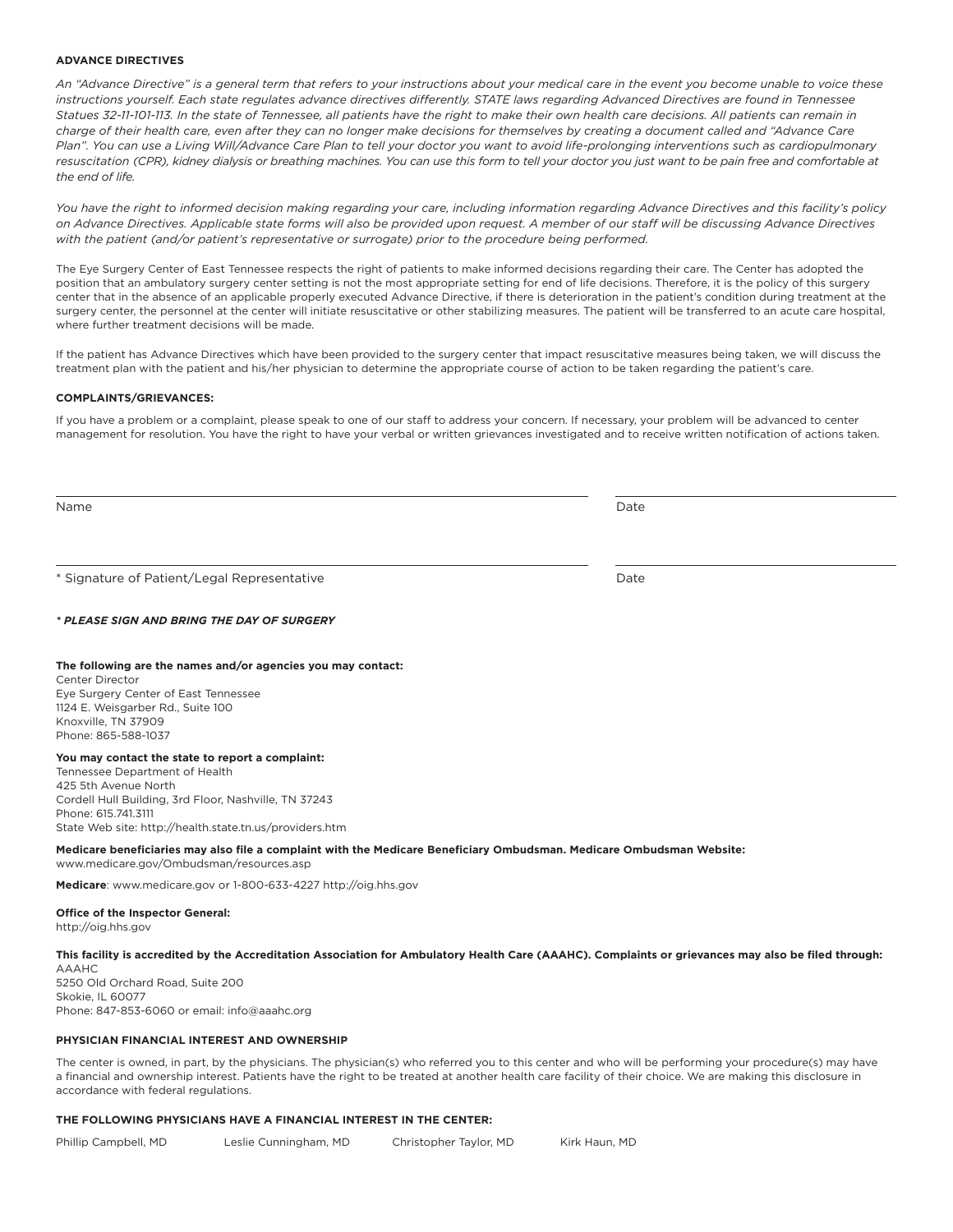**ADVANCE DIRECTIVES**

*An "Advance Directive" is a general term that refers to your instructions about your medical care in the event you become unable to voice these instructions yourself. Each state regulates advance directives differently. STATE laws regarding Advanced Directives are found in Tennessee Statues 32-11-101-113. In the state of Tennessee, all patients have the right to make their own health care decisions. All patients can remain in charge of their health care, even after they can no longer make decisions for themselves by creating a document called and "Advance Care Plan". You can use a Living Will/Advance Care Plan to tell your doctor you want to avoid life-prolonging interventions such as cardiopulmonary resuscitation (CPR), kidney dialysis or breathing machines. You can use this form to tell your doctor you just want to be pain free and comfortable at the end of life.*

*You have the right to informed decision making regarding your care, including information regarding Advance Directives and this facility's policy on Advance Directives. Applicable state forms will also be provided upon request. A member of our staff will be discussing Advance Directives with the patient (and/or patient's representative or surrogate) prior to the procedure being performed.*

The Eye Surgery Center of East Tennessee respects the right of patients to make informed decisions regarding their care. The Center has adopted the position that an ambulatory surgery center setting is not the most appropriate setting for end of life decisions. Therefore, it is the policy of this surgery center that in the absence of an applicable properly executed Advance Directive, if there is deterioration in the patient's condition during treatment at the surgery center, the personnel at the center will initiate resuscitative or other stabilizing measures. The patient will be transferred to an acute care hospital, where further treatment decisions will be made.

If the patient has Advance Directives which have been provided to the surgery center that impact resuscitative measures being taken, we will discuss the treatment plan with the patient and his/her physician to determine the appropriate course of action to be taken regarding the patient's care.

**COMPLAINTS/GRIEVANCES:**

If you have a problem or a complaint, please speak to one of our staff to address your concern. If necessary, your problem will be advanced to center management for resolution. You have the right to have your verbal or written grievances investigated and to receive written notification of actions taken.

Name ______________________________ Date ______________

\* Signature of Patient/Legal Representative ______________________________ Date ______________

***\* PLEASE SIGN AND BRING THE DAY OF SURGERY***

**The following are the names and/or agencies you may contact:**
Center Director
Eye Surgery Center of East Tennessee
1124 E. Weisgarber Rd., Suite 100
Knoxville, TN 37909
Phone: 865-588-1037

**You may contact the state to report a complaint:**
Tennessee Department of Health
425 5th Avenue North
Cordell Hull Building, 3rd Floor, Nashville, TN 37243
Phone: 615.741.3111
State Web site: http://health.state.tn.us/providers.htm

**Medicare beneficiaries may also file a complaint with the Medicare Beneficiary Ombudsman. Medicare Ombudsman Website:**
www.medicare.gov/Ombudsman/resources.asp

**Medicare**: www.medicare.gov or 1-800-633-4227 http://oig.hhs.gov

**Office of the Inspector General:**
http://oig.hhs.gov

**This facility is accredited by the Accreditation Association for Ambulatory Health Care (AAAHC). Complaints or grievances may also be filed through:**
AAAHC
5250 Old Orchard Road, Suite 200
Skokie, IL 60077
Phone: 847-853-6060 or email: info@aaahc.org

**PHYSICIAN FINANCIAL INTEREST AND OWNERSHIP**

The center is owned, in part, by the physicians. The physician(s) who referred you to this center and who will be performing your procedure(s) may have a financial and ownership interest. Patients have the right to be treated at another health care facility of their choice. We are making this disclosure in accordance with federal regulations.

**THE FOLLOWING PHYSICIANS HAVE A FINANCIAL INTEREST IN THE CENTER:**

Phillip Campbell, MD  Leslie Cunningham, MD  Christopher Taylor, MD  Kirk Haun, MD